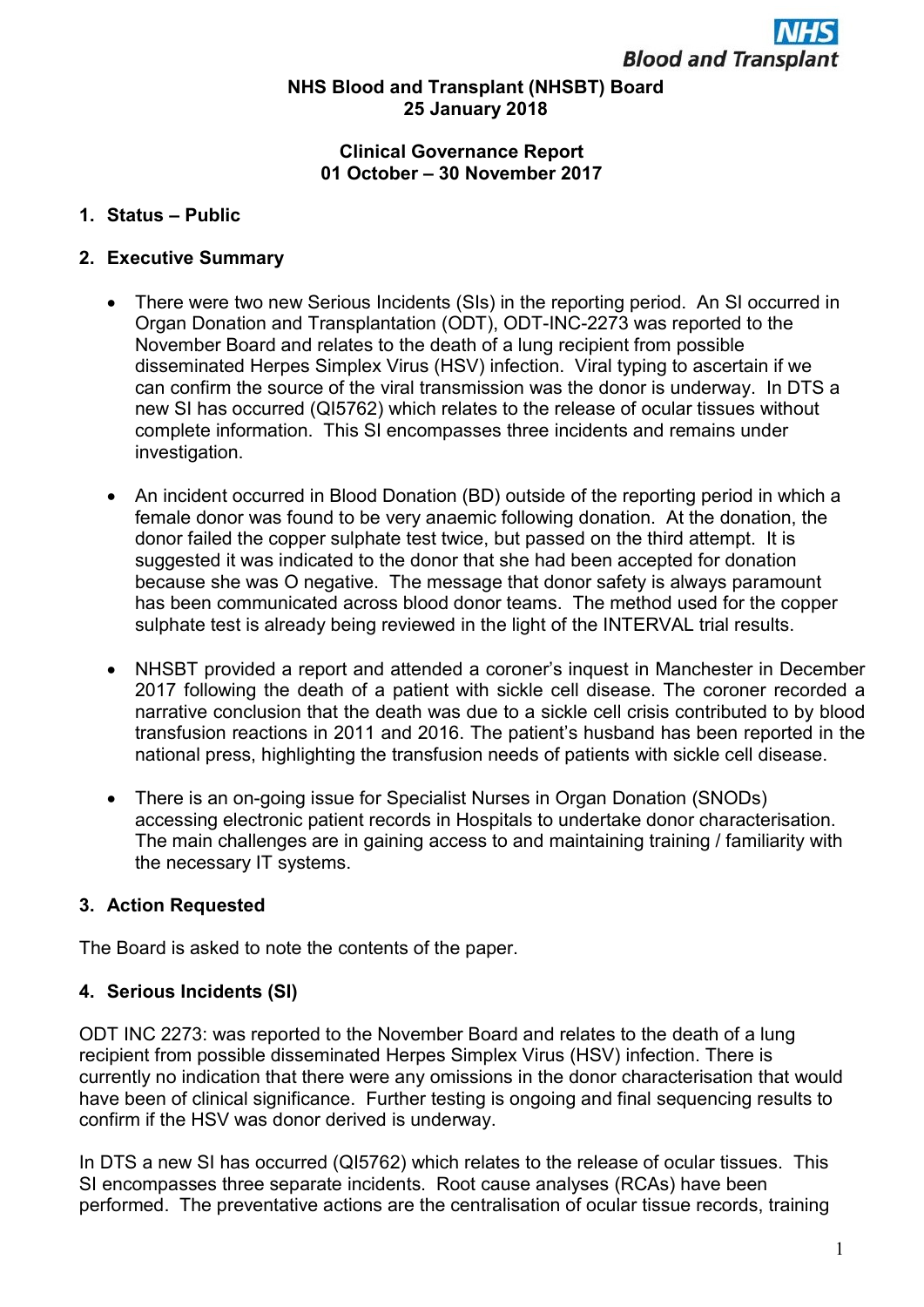**NHS Blood and Transplant (NHSBT) Board**
**25 January 2018**

**Clinical Governance Report**
**01 October – 30 November 2017**

## 1. Status – Public

## 2. Executive Summary

- There were two new Serious Incidents (SIs) in the reporting period. An SI occurred in Organ Donation and Transplantation (ODT), ODT-INC-2273 was reported to the November Board and relates to the death of a lung recipient from possible disseminated Herpes Simplex Virus (HSV) infection. Viral typing to ascertain if we can confirm the source of the viral transmission was the donor is underway. In DTS a new SI has occurred (QI5762) which relates to the release of ocular tissues without complete information. This SI encompasses three incidents and remains under investigation.

- An incident occurred in Blood Donation (BD) outside of the reporting period in which a female donor was found to be very anaemic following donation. At the donation, the donor failed the copper sulphate test twice, but passed on the third attempt. It is suggested it was indicated to the donor that she had been accepted for donation because she was O negative. The message that donor safety is always paramount has been communicated across blood donor teams. The method used for the copper sulphate test is already being reviewed in the light of the INTERVAL trial results.

- NHSBT provided a report and attended a coroner's inquest in Manchester in December 2017 following the death of a patient with sickle cell disease. The coroner recorded a narrative conclusion that the death was due to a sickle cell crisis contributed to by blood transfusion reactions in 2011 and 2016. The patient's husband has been reported in the national press, highlighting the transfusion needs of patients with sickle cell disease.

- There is an on-going issue for Specialist Nurses in Organ Donation (SNODs) accessing electronic patient records in Hospitals to undertake donor characterisation. The main challenges are in gaining access to and maintaining training / familiarity with the necessary IT systems.

## 3. Action Requested

The Board is asked to note the contents of the paper.

## 4. Serious Incidents (SI)

ODT INC 2273: was reported to the November Board and relates to the death of a lung recipient from possible disseminated Herpes Simplex Virus (HSV) infection. There is currently no indication that there were any omissions in the donor characterisation that would have been of clinical significance. Further testing is ongoing and final sequencing results to confirm if the HSV was donor derived is underway.

In DTS a new SI has occurred (QI5762) which relates to the release of ocular tissues. This SI encompasses three separate incidents. Root cause analyses (RCAs) have been performed. The preventative actions are the centralisation of ocular tissue records, training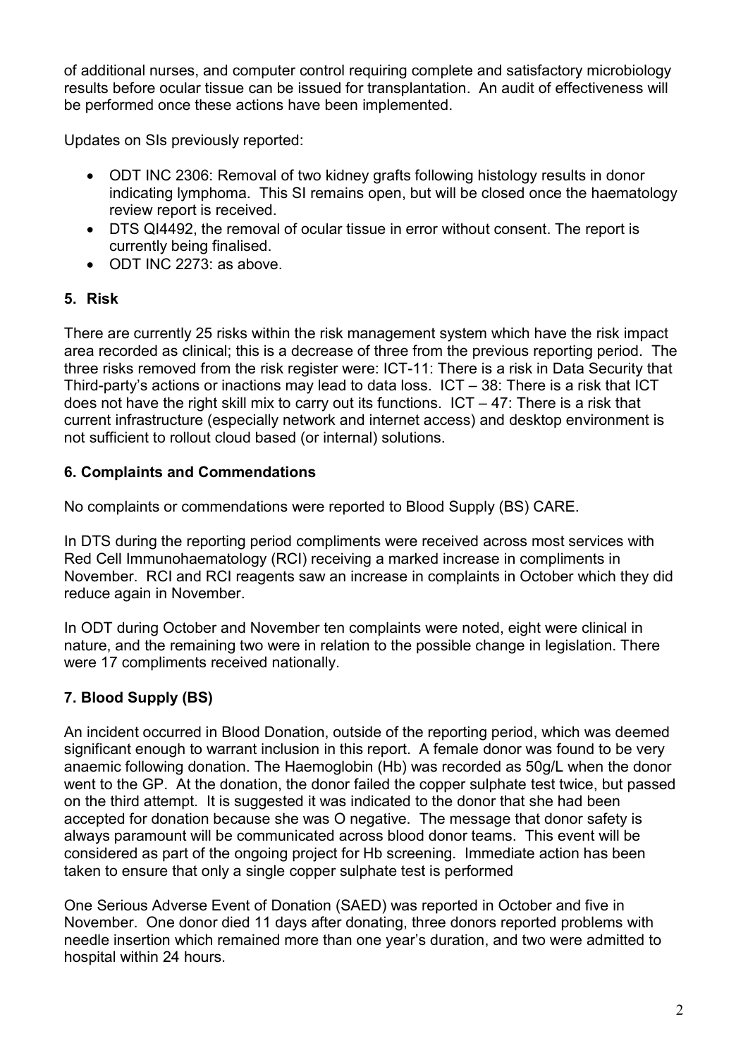of additional nurses, and computer control requiring complete and satisfactory microbiology results before ocular tissue can be issued for transplantation. An audit of effectiveness will be performed once these actions have been implemented.

Updates on SIs previously reported:

- ODT INC 2306: Removal of two kidney grafts following histology results in donor indicating lymphoma. This SI remains open, but will be closed once the haematology review report is received.
- DTS QI4492, the removal of ocular tissue in error without consent. The report is currently being finalised.
- ODT INC 2273: as above.

## 5. Risk

There are currently 25 risks within the risk management system which have the risk impact area recorded as clinical; this is a decrease of three from the previous reporting period. The three risks removed from the risk register were: ICT-11: There is a risk in Data Security that Third-party's actions or inactions may lead to data loss. ICT – 38: There is a risk that ICT does not have the right skill mix to carry out its functions. ICT – 47: There is a risk that current infrastructure (especially network and internet access) and desktop environment is not sufficient to rollout cloud based (or internal) solutions.

## 6. Complaints and Commendations

No complaints or commendations were reported to Blood Supply (BS) CARE.

In DTS during the reporting period compliments were received across most services with Red Cell Immunohaematology (RCI) receiving a marked increase in compliments in November. RCI and RCI reagents saw an increase in complaints in October which they did reduce again in November.

In ODT during October and November ten complaints were noted, eight were clinical in nature, and the remaining two were in relation to the possible change in legislation. There were 17 compliments received nationally.

## 7. Blood Supply (BS)

An incident occurred in Blood Donation, outside of the reporting period, which was deemed significant enough to warrant inclusion in this report. A female donor was found to be very anaemic following donation. The Haemoglobin (Hb) was recorded as 50g/L when the donor went to the GP. At the donation, the donor failed the copper sulphate test twice, but passed on the third attempt. It is suggested it was indicated to the donor that she had been accepted for donation because she was O negative. The message that donor safety is always paramount will be communicated across blood donor teams. This event will be considered as part of the ongoing project for Hb screening. Immediate action has been taken to ensure that only a single copper sulphate test is performed

One Serious Adverse Event of Donation (SAED) was reported in October and five in November. One donor died 11 days after donating, three donors reported problems with needle insertion which remained more than one year's duration, and two were admitted to hospital within 24 hours.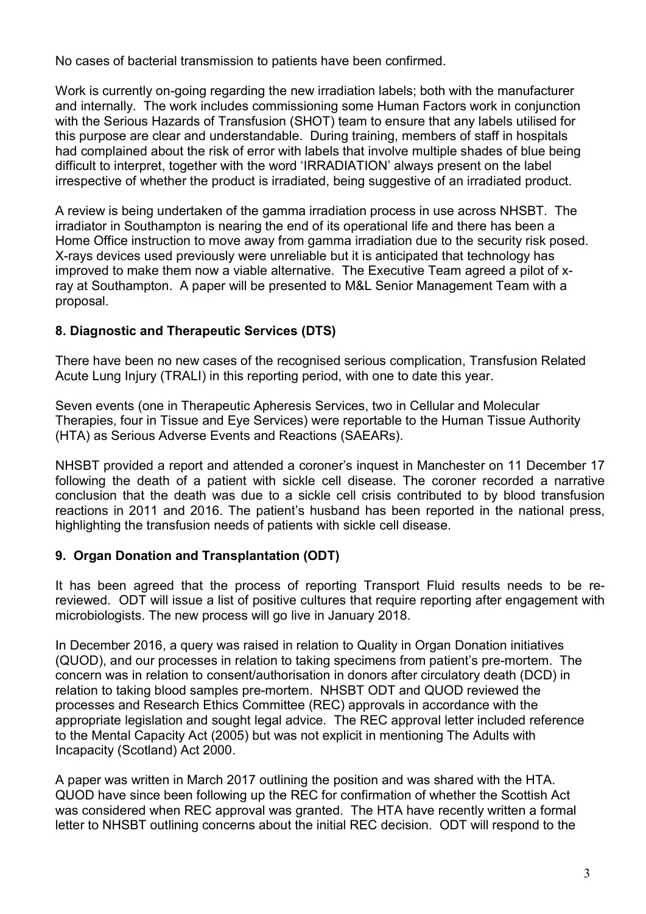No cases of bacterial transmission to patients have been confirmed.

Work is currently on-going regarding the new irradiation labels; both with the manufacturer and internally. The work includes commissioning some Human Factors work in conjunction with the Serious Hazards of Transfusion (SHOT) team to ensure that any labels utilised for this purpose are clear and understandable. During training, members of staff in hospitals had complained about the risk of error with labels that involve multiple shades of blue being difficult to interpret, together with the word 'IRRADIATION' always present on the label irrespective of whether the product is irradiated, being suggestive of an irradiated product.

A review is being undertaken of the gamma irradiation process in use across NHSBT. The irradiator in Southampton is nearing the end of its operational life and there has been a Home Office instruction to move away from gamma irradiation due to the security risk posed. X-rays devices used previously were unreliable but it is anticipated that technology has improved to make them now a viable alternative. The Executive Team agreed a pilot of x-ray at Southampton. A paper will be presented to M&L Senior Management Team with a proposal.

## 8. Diagnostic and Therapeutic Services (DTS)

There have been no new cases of the recognised serious complication, Transfusion Related Acute Lung Injury (TRALI) in this reporting period, with one to date this year.

Seven events (one in Therapeutic Apheresis Services, two in Cellular and Molecular Therapies, four in Tissue and Eye Services) were reportable to the Human Tissue Authority (HTA) as Serious Adverse Events and Reactions (SAEARs).

NHSBT provided a report and attended a coroner's inquest in Manchester on 11 December 17 following the death of a patient with sickle cell disease. The coroner recorded a narrative conclusion that the death was due to a sickle cell crisis contributed to by blood transfusion reactions in 2011 and 2016. The patient's husband has been reported in the national press, highlighting the transfusion needs of patients with sickle cell disease.

## 9. Organ Donation and Transplantation (ODT)

It has been agreed that the process of reporting Transport Fluid results needs to be re-reviewed. ODT will issue a list of positive cultures that require reporting after engagement with microbiologists. The new process will go live in January 2018.

In December 2016, a query was raised in relation to Quality in Organ Donation initiatives (QUOD), and our processes in relation to taking specimens from patient's pre-mortem. The concern was in relation to consent/authorisation in donors after circulatory death (DCD) in relation to taking blood samples pre-mortem. NHSBT ODT and QUOD reviewed the processes and Research Ethics Committee (REC) approvals in accordance with the appropriate legislation and sought legal advice. The REC approval letter included reference to the Mental Capacity Act (2005) but was not explicit in mentioning The Adults with Incapacity (Scotland) Act 2000.

A paper was written in March 2017 outlining the position and was shared with the HTA. QUOD have since been following up the REC for confirmation of whether the Scottish Act was considered when REC approval was granted. The HTA have recently written a formal letter to NHSBT outlining concerns about the initial REC decision. ODT will respond to the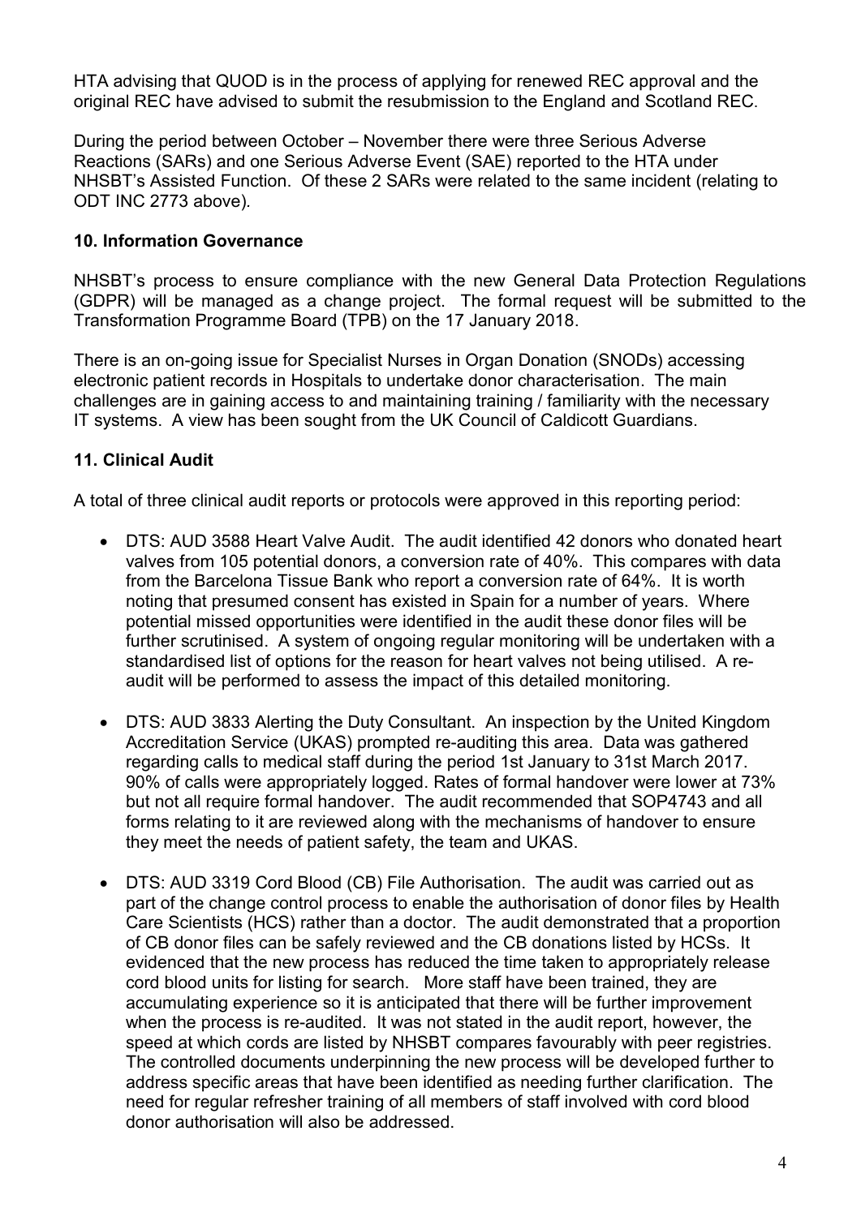HTA advising that QUOD is in the process of applying for renewed REC approval and the original REC have advised to submit the resubmission to the England and Scotland REC.

During the period between October – November there were three Serious Adverse Reactions (SARs) and one Serious Adverse Event (SAE) reported to the HTA under NHSBT's Assisted Function. Of these 2 SARs were related to the same incident (relating to ODT INC 2773 above).

## 10. Information Governance

NHSBT's process to ensure compliance with the new General Data Protection Regulations (GDPR) will be managed as a change project. The formal request will be submitted to the Transformation Programme Board (TPB) on the 17 January 2018.

There is an on-going issue for Specialist Nurses in Organ Donation (SNODs) accessing electronic patient records in Hospitals to undertake donor characterisation. The main challenges are in gaining access to and maintaining training / familiarity with the necessary IT systems. A view has been sought from the UK Council of Caldicott Guardians.

## 11. Clinical Audit

A total of three clinical audit reports or protocols were approved in this reporting period:

- DTS: AUD 3588 Heart Valve Audit. The audit identified 42 donors who donated heart valves from 105 potential donors, a conversion rate of 40%. This compares with data from the Barcelona Tissue Bank who report a conversion rate of 64%. It is worth noting that presumed consent has existed in Spain for a number of years. Where potential missed opportunities were identified in the audit these donor files will be further scrutinised. A system of ongoing regular monitoring will be undertaken with a standardised list of options for the reason for heart valves not being utilised. A re-audit will be performed to assess the impact of this detailed monitoring.

- DTS: AUD 3833 Alerting the Duty Consultant. An inspection by the United Kingdom Accreditation Service (UKAS) prompted re-auditing this area. Data was gathered regarding calls to medical staff during the period 1st January to 31st March 2017. 90% of calls were appropriately logged. Rates of formal handover were lower at 73% but not all require formal handover. The audit recommended that SOP4743 and all forms relating to it are reviewed along with the mechanisms of handover to ensure they meet the needs of patient safety, the team and UKAS.

- DTS: AUD 3319 Cord Blood (CB) File Authorisation. The audit was carried out as part of the change control process to enable the authorisation of donor files by Health Care Scientists (HCS) rather than a doctor. The audit demonstrated that a proportion of CB donor files can be safely reviewed and the CB donations listed by HCSs. It evidenced that the new process has reduced the time taken to appropriately release cord blood units for listing for search. More staff have been trained, they are accumulating experience so it is anticipated that there will be further improvement when the process is re-audited. It was not stated in the audit report, however, the speed at which cords are listed by NHSBT compares favourably with peer registries. The controlled documents underpinning the new process will be developed further to address specific areas that have been identified as needing further clarification. The need for regular refresher training of all members of staff involved with cord blood donor authorisation will also be addressed.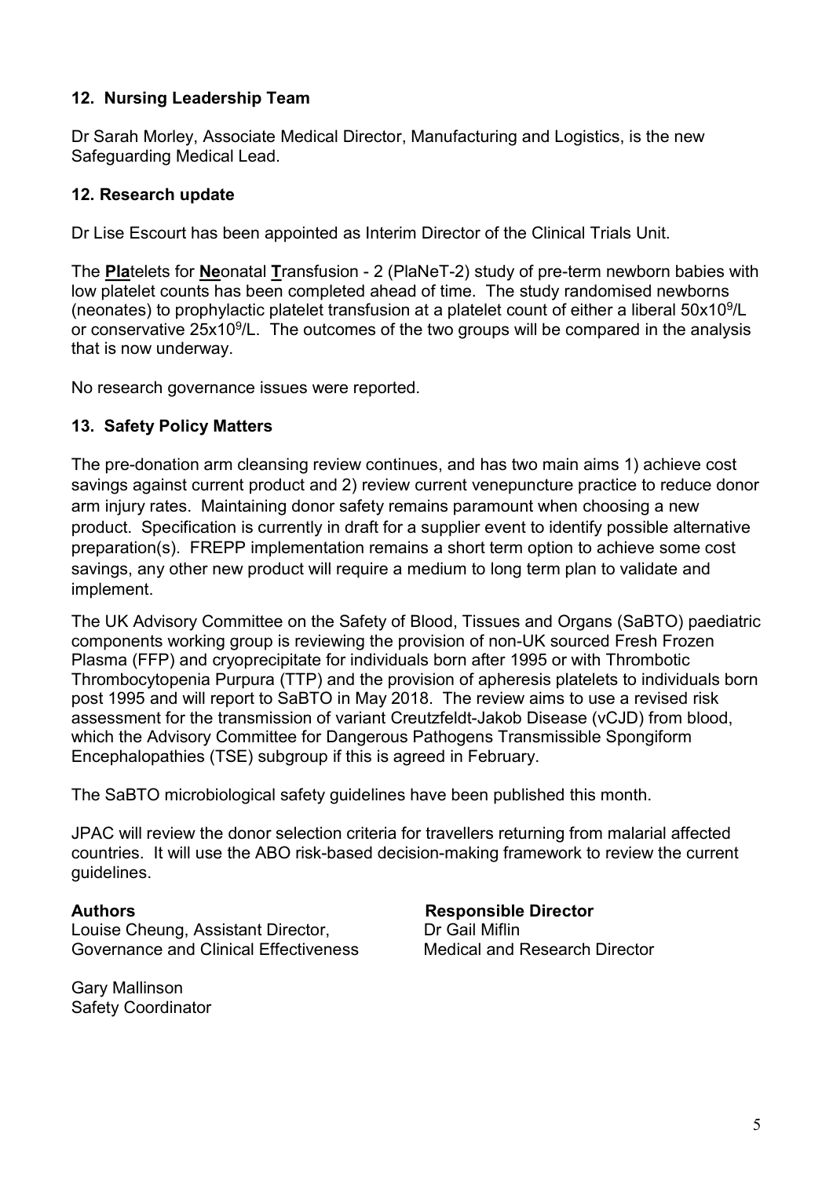## 12. Nursing Leadership Team

Dr Sarah Morley, Associate Medical Director, Manufacturing and Logistics, is the new Safeguarding Medical Lead.

## 12. Research update

Dr Lise Escourt has been appointed as Interim Director of the Clinical Trials Unit.

The **Pla**telets for **Ne**onatal **T**ransfusion - 2 (PlaNeT-2) study of pre-term newborn babies with low platelet counts has been completed ahead of time. The study randomised newborns (neonates) to prophylactic platelet transfusion at a platelet count of either a liberal $50x10^9/L$ or conservative $25x10^9/L$. The outcomes of the two groups will be compared in the analysis that is now underway.

No research governance issues were reported.

## 13. Safety Policy Matters

The pre-donation arm cleansing review continues, and has two main aims 1) achieve cost savings against current product and 2) review current venepuncture practice to reduce donor arm injury rates. Maintaining donor safety remains paramount when choosing a new product. Specification is currently in draft for a supplier event to identify possible alternative preparation(s). FREPP implementation remains a short term option to achieve some cost savings, any other new product will require a medium to long term plan to validate and implement.

The UK Advisory Committee on the Safety of Blood, Tissues and Organs (SaBTO) paediatric components working group is reviewing the provision of non-UK sourced Fresh Frozen Plasma (FFP) and cryoprecipitate for individuals born after 1995 or with Thrombotic Thrombocytopenia Purpura (TTP) and the provision of apheresis platelets to individuals born post 1995 and will report to SaBTO in May 2018. The review aims to use a revised risk assessment for the transmission of variant Creutzfeldt-Jakob Disease (vCJD) from blood, which the Advisory Committee for Dangerous Pathogens Transmissible Spongiform Encephalopathies (TSE) subgroup if this is agreed in February.

The SaBTO microbiological safety guidelines have been published this month.

JPAC will review the donor selection criteria for travellers returning from malarial affected countries. It will use the ABO risk-based decision-making framework to review the current guidelines.

**Authors**
Louise Cheung, Assistant Director,
Governance and Clinical Effectiveness

Gary Mallinson
Safety Coordinator

**Responsible Director**
Dr Gail Miflin
Medical and Research Director